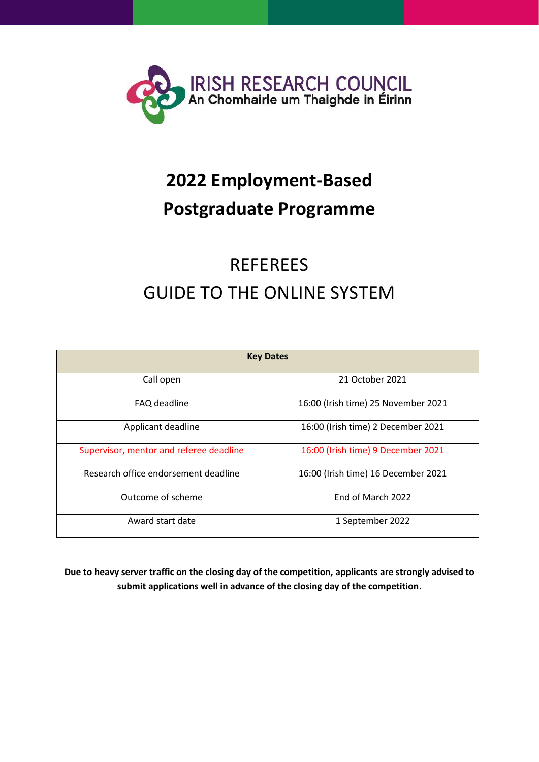IRISH RESEARCH COUNCIL
An Chomhairle um Thaighde in Éirinn

# 2022 Employment-Based Postgraduate Programme

## REFEREES GUIDE TO THE ONLINE SYSTEM

| Key Dates | |
|---|---|
| Call open | 21 October 2021 |
| FAQ deadline | 16:00 (Irish time) 25 November 2021 |
| Applicant deadline | 16:00 (Irish time) 2 December 2021 |
| Supervisor, mentor and referee deadline | 16:00 (Irish time) 9 December 2021 |
| Research office endorsement deadline | 16:00 (Irish time) 16 December 2021 |
| Outcome of scheme | End of March 2022 |
| Award start date | 1 September 2022 |

**Due to heavy server traffic on the closing day of the competition, applicants are strongly advised to submit applications well in advance of the closing day of the competition.**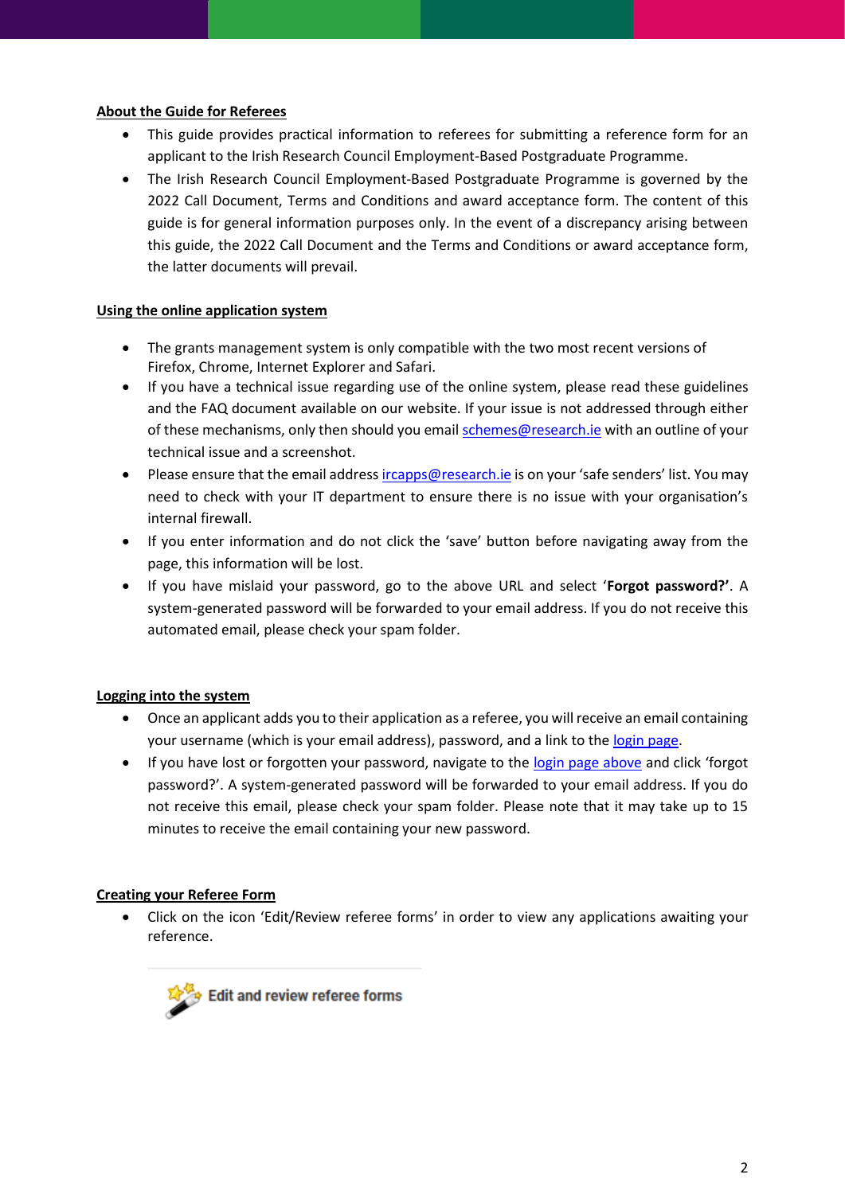**About the Guide for Referees**

- This guide provides practical information to referees for submitting a reference form for an applicant to the Irish Research Council Employment-Based Postgraduate Programme.
- The Irish Research Council Employment-Based Postgraduate Programme is governed by the 2022 Call Document, Terms and Conditions and award acceptance form. The content of this guide is for general information purposes only. In the event of a discrepancy arising between this guide, the 2022 Call Document and the Terms and Conditions or award acceptance form, the latter documents will prevail.

**Using the online application system**

- The grants management system is only compatible with the two most recent versions of Firefox, Chrome, Internet Explorer and Safari.
- If you have a technical issue regarding use of the online system, please read these guidelines and the FAQ document available on our website. If your issue is not addressed through either of these mechanisms, only then should you email schemes@research.ie with an outline of your technical issue and a screenshot.
- Please ensure that the email address ircapps@research.ie is on your 'safe senders' list. You may need to check with your IT department to ensure there is no issue with your organisation's internal firewall.
- If you enter information and do not click the 'save' button before navigating away from the page, this information will be lost.
- If you have mislaid your password, go to the above URL and select '**Forgot password?'**. A system-generated password will be forwarded to your email address. If you do not receive this automated email, please check your spam folder.

**Logging into the system**

- Once an applicant adds you to their application as a referee, you will receive an email containing your username (which is your email address), password, and a link to the login page.
- If you have lost or forgotten your password, navigate to the login page above and click 'forgot password?'. A system-generated password will be forwarded to your email address. If you do not receive this email, please check your spam folder. Please note that it may take up to 15 minutes to receive the email containing your new password.

**Creating your Referee Form**

- Click on the icon 'Edit/Review referee forms' in order to view any applications awaiting your reference.

Edit and review referee forms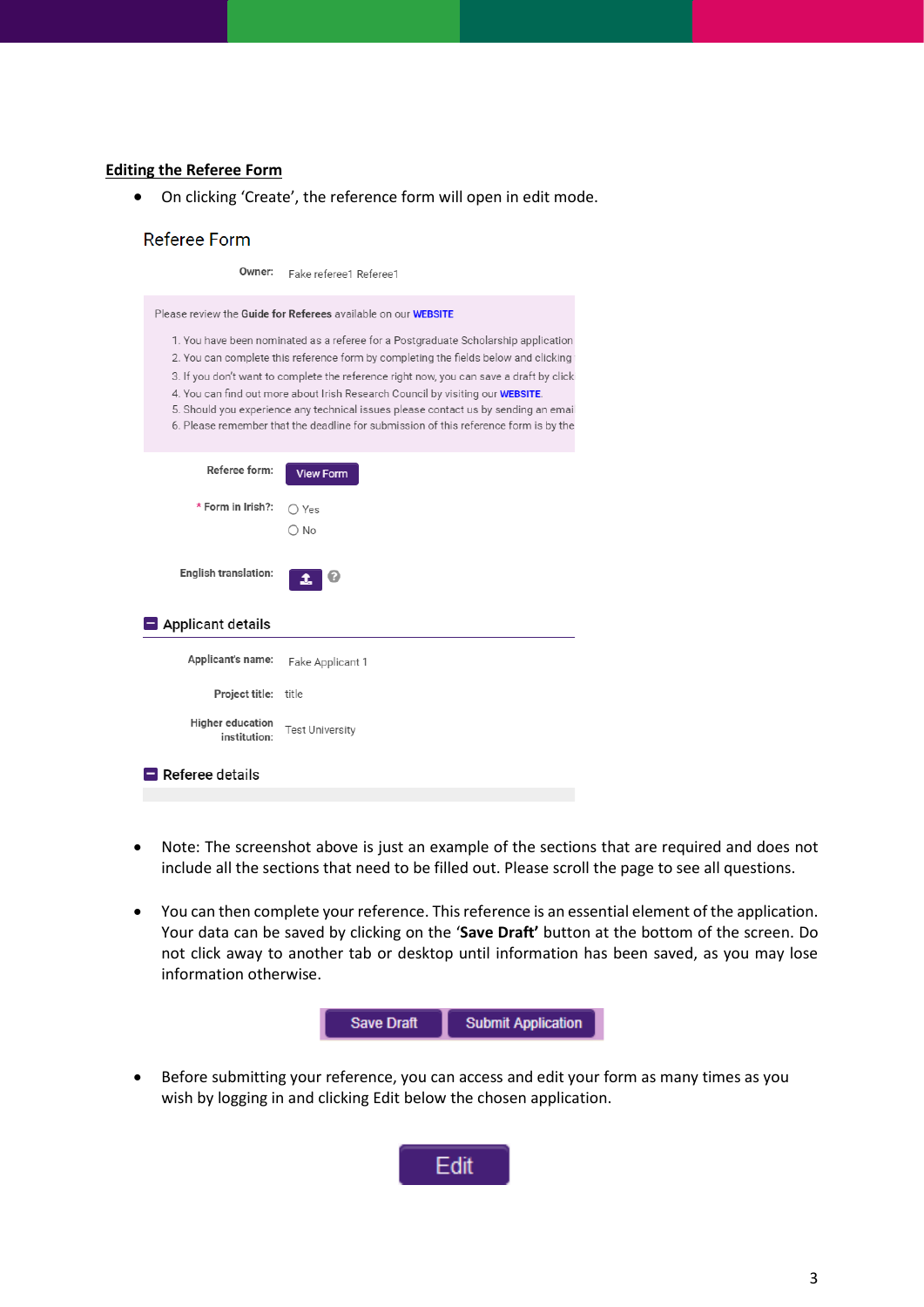## Editing the Referee Form

- On clicking 'Create', the reference form will open in edit mode.

Referee Form

Owner: Fake referee1 Referee1

Please review the **Guide for Referees** available on our **WEBSITE**

1. You have been nominated as a referee for a Postgraduate Scholarship application
2. You can complete this reference form by completing the fields below and clicking
3. If you don't want to complete the reference right now, you can save a draft by click
4. You can find out more about Irish Research Council by visiting our **WEBSITE**.
5. Should you experience any technical issues please contact us by sending an emai
6. Please remember that the deadline for submission of this reference form is by the

Referee form: View Form

\* Form in Irish?: Yes / No

English translation:

**Applicant details**

Applicant's name: Fake Applicant 1

Project title: title

Higher education institution: Test University

**Referee details**

- Note: The screenshot above is just an example of the sections that are required and does not include all the sections that need to be filled out. Please scroll the page to see all questions.

- You can then complete your reference. This reference is an essential element of the application. Your data can be saved by clicking on the '**Save Draft'** button at the bottom of the screen. Do not click away to another tab or desktop until information has been saved, as you may lose information otherwise.

Save Draft | Submit Application

- Before submitting your reference, you can access and edit your form as many times as you wish by logging in and clicking Edit below the chosen application.

Edit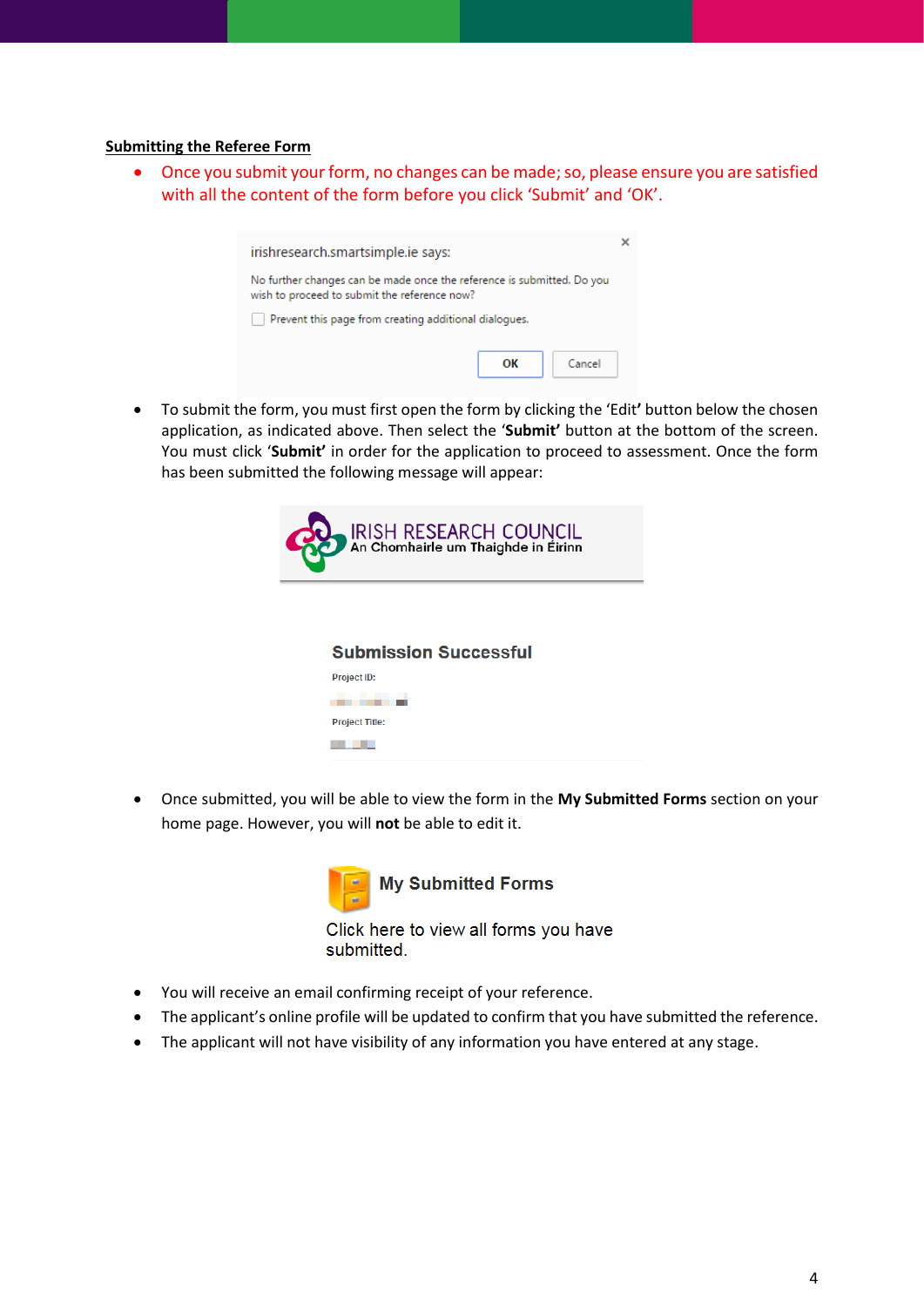**Submitting the Referee Form**

- Once you submit your form, no changes can be made; so, please ensure you are satisfied with all the content of the form before you click 'Submit' and 'OK'.

irishresearch.smartsimple.ie says:

No further changes can be made once the reference is submitted. Do you wish to proceed to submit the reference now?

Prevent this page from creating additional dialogues.

OK Cancel

- To submit the form, you must first open the form by clicking the 'Edit**'** button below the chosen application, as indicated above. Then select the '**Submit'** button at the bottom of the screen. You must click '**Submit'** in order for the application to proceed to assessment. Once the form has been submitted the following message will appear:

IRISH RESEARCH COUNCIL
An Chomhairle um Thaighde in Éirinn

**Submission Successful**

Project ID:

Project Title:

- Once submitted, you will be able to view the form in the **My Submitted Forms** section on your home page. However, you will **not** be able to edit it.

**My Submitted Forms**

Click here to view all forms you have submitted.

- You will receive an email confirming receipt of your reference.
- The applicant's online profile will be updated to confirm that you have submitted the reference.
- The applicant will not have visibility of any information you have entered at any stage.